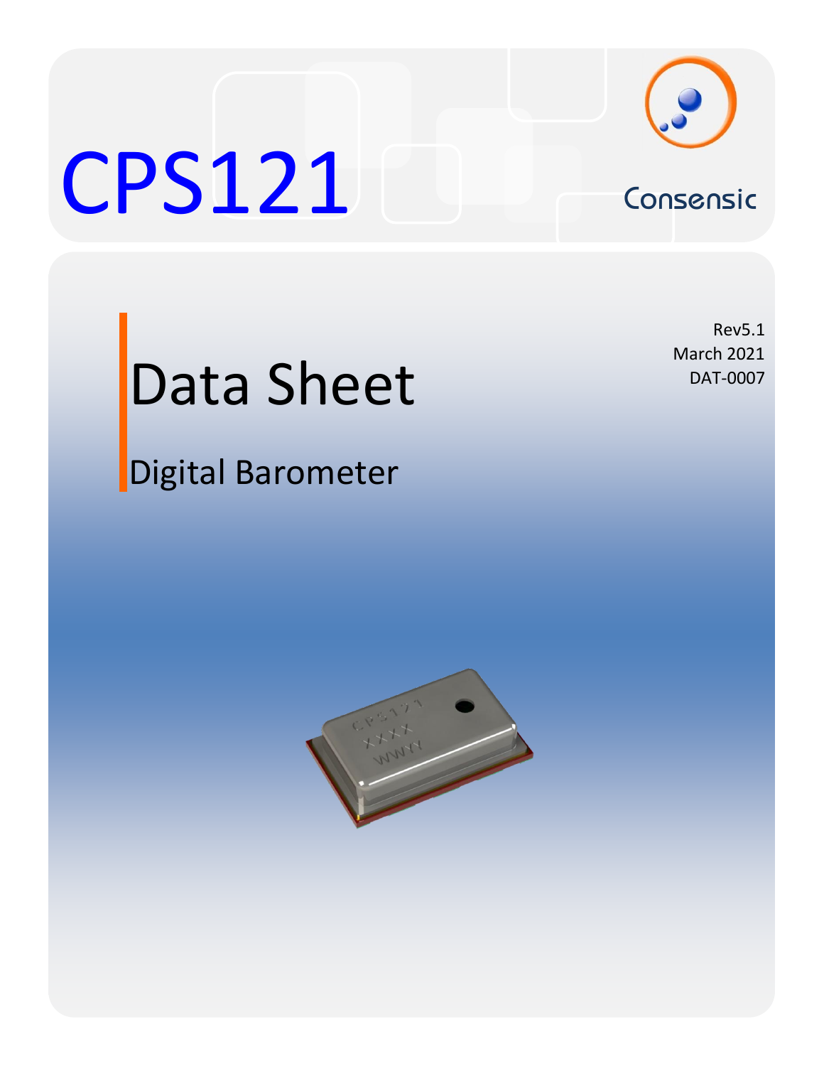# CPS121

Consensic

Rev5.1
March 2021
DAT-0007

## Data Sheet

### Digital Barometer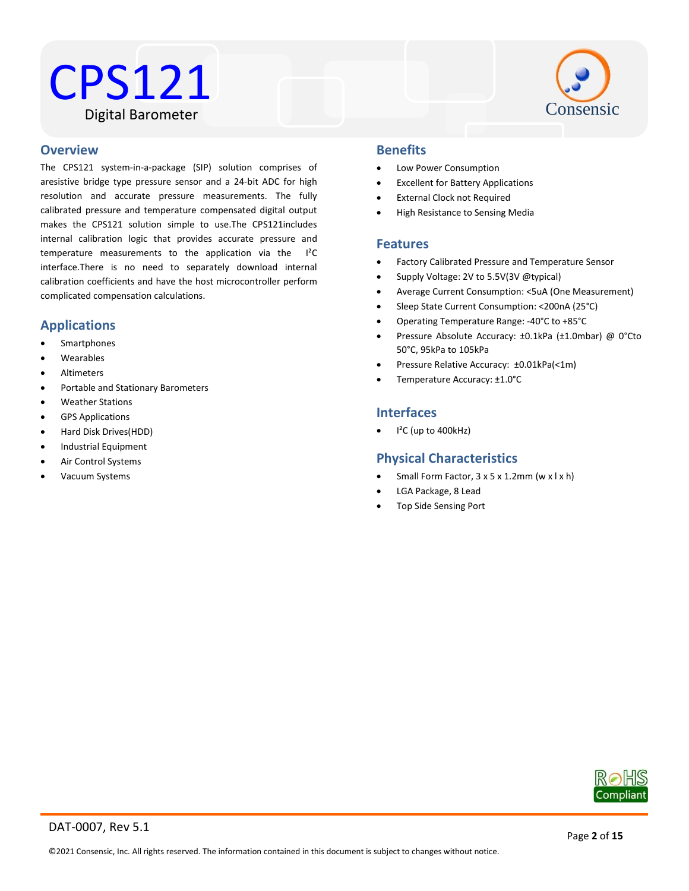// CPS121

Digital Barometer

## Overview

The CPS121 system-in-a-package (SIP) solution comprises of aresistive bridge type pressure sensor and a 24-bit ADC for high resolution and accurate pressure measurements. The fully calibrated pressure and temperature compensated digital output makes the CPS121 solution simple to use.The CPS121includes internal calibration logic that provides accurate pressure and temperature measurements to the application via the I²C interface.There is no need to separately download internal calibration coefficients and have the host microcontroller perform complicated compensation calculations.

## Applications

- Smartphones
- Wearables
- Altimeters
- Portable and Stationary Barometers
- Weather Stations
- GPS Applications
- Hard Disk Drives(HDD)
- Industrial Equipment
- Air Control Systems
- Vacuum Systems

## Benefits

- Low Power Consumption
- Excellent for Battery Applications
- External Clock not Required
- High Resistance to Sensing Media

## Features

- Factory Calibrated Pressure and Temperature Sensor
- Supply Voltage: 2V to 5.5V(3V @typical)
- Average Current Consumption: <5uA (One Measurement)
- Sleep State Current Consumption: <200nA (25°C)
- Operating Temperature Range: -40°C to +85°C
- Pressure Absolute Accuracy: ±0.1kPa (±1.0mbar) @ 0°Cto 50°C, 95kPa to 105kPa
- Pressure Relative Accuracy: ±0.01kPa(<1m)
- Temperature Accuracy: ±1.0°C

## Interfaces

- I²C (up to 400kHz)

## Physical Characteristics

- Small Form Factor, 3 x 5 x 1.2mm (w x l x h)
- LGA Package, 8 Lead
- Top Side Sensing Port

DAT-0007, Rev 5.1

©2021 Consensic, Inc. All rights reserved. The information contained in this document is subject to changes without notice.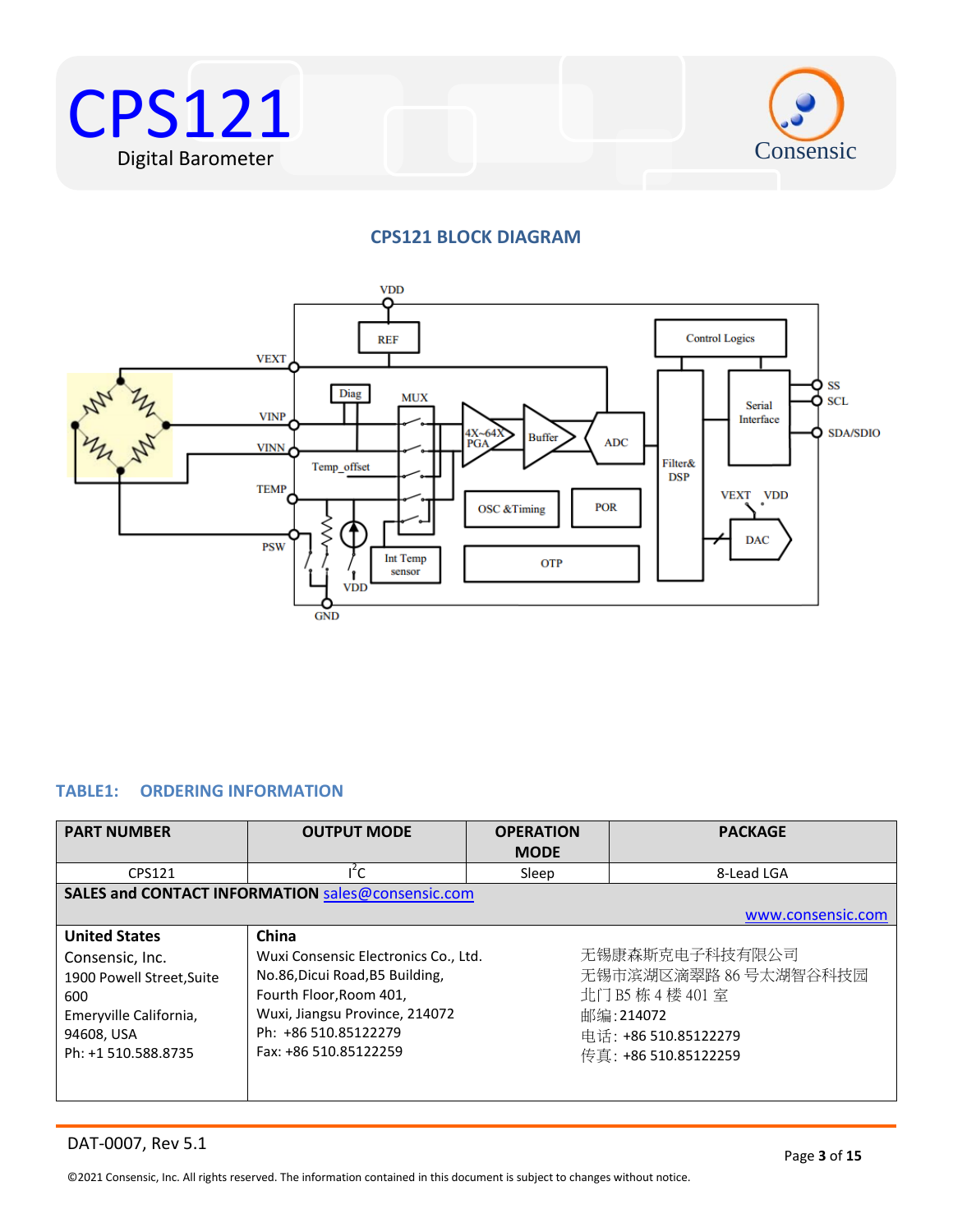## CPS121 BLOCK DIAGRAM

## TABLE1: ORDERING INFORMATION

| PART NUMBER | OUTPUT MODE | OPERATION MODE | PACKAGE |
|---|---|---|---|
| CPS121 | I$^2$C | Sleep | 8-Lead LGA |

**SALES and CONTACT INFORMATION** sales@consensic.com

www.consensic.com

| United States | China | |
|---|---|---|
| Consensic, Inc.<br>1900 Powell Street,Suite 600<br>Emeryville California, 94608, USA<br>Ph: +1 510.588.8735 | Wuxi Consensic Electronics Co., Ltd.<br>No.86,Dicui Road,B5 Building,<br>Fourth Floor,Room 401,<br>Wuxi, Jiangsu Province, 214072<br>Ph: +86 510.85122279<br>Fax: +86 510.85122259 | 无锡康森斯克电子科技有限公司<br>无锡市滨湖区滴翠路 86 号太湖智谷科技园<br>北门 B5 栋 4 楼 401 室<br>邮编:214072<br>电话: +86 510.85122279<br>传真: +86 510.85122259 |

DAT-0007, Rev 5.1

©2021 Consensic, Inc. All rights reserved. The information contained in this document is subject to changes without notice.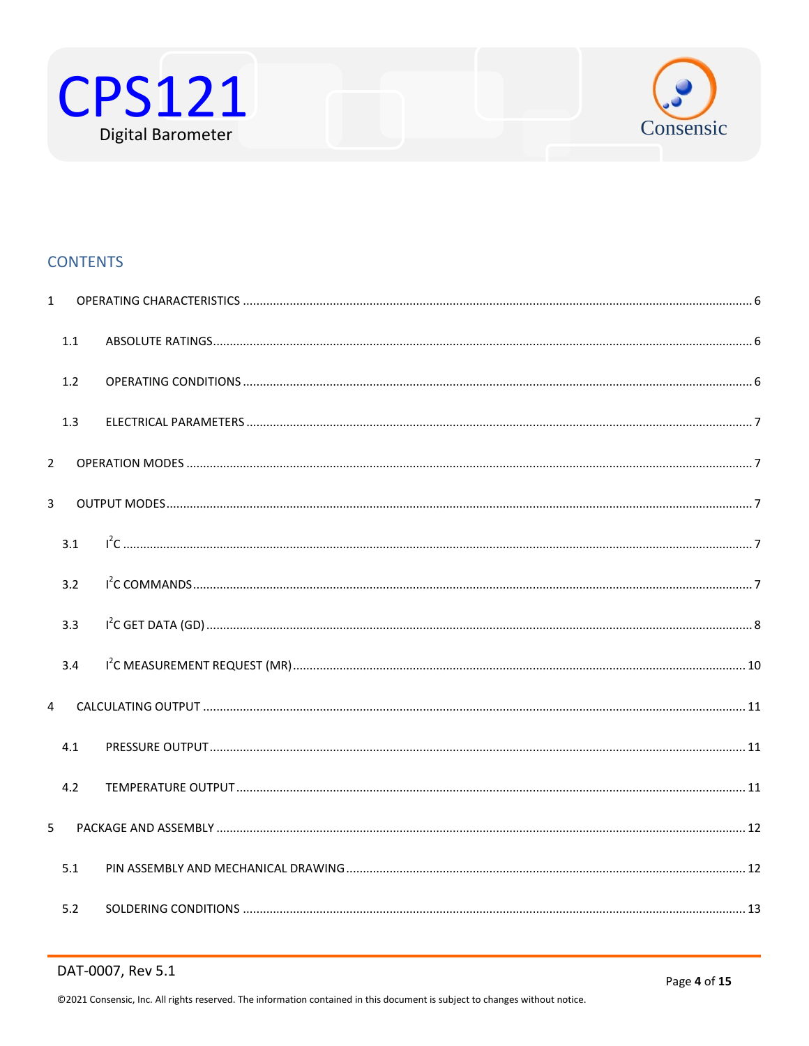## CONTENTS

1 OPERATING CHARACTERISTICS ..... 6

1.1 ABSOLUTE RATINGS ..... 6

1.2 OPERATING CONDITIONS ..... 6

1.3 ELECTRICAL PARAMETERS ..... 7

2 OPERATION MODES ..... 7

3 OUTPUT MODES ..... 7

3.1 $I^2C$ ..... 7

3.2 $I^2C$ COMMANDS ..... 7

3.3 $I^2C$ GET DATA (GD) ..... 8

3.4 $I^2C$ MEASUREMENT REQUEST (MR) ..... 10

4 CALCULATING OUTPUT ..... 11

4.1 PRESSURE OUTPUT ..... 11

4.2 TEMPERATURE OUTPUT ..... 11

5 PACKAGE AND ASSEMBLY ..... 12

5.1 PIN ASSEMBLY AND MECHANICAL DRAWING ..... 12

5.2 SOLDERING CONDITIONS ..... 13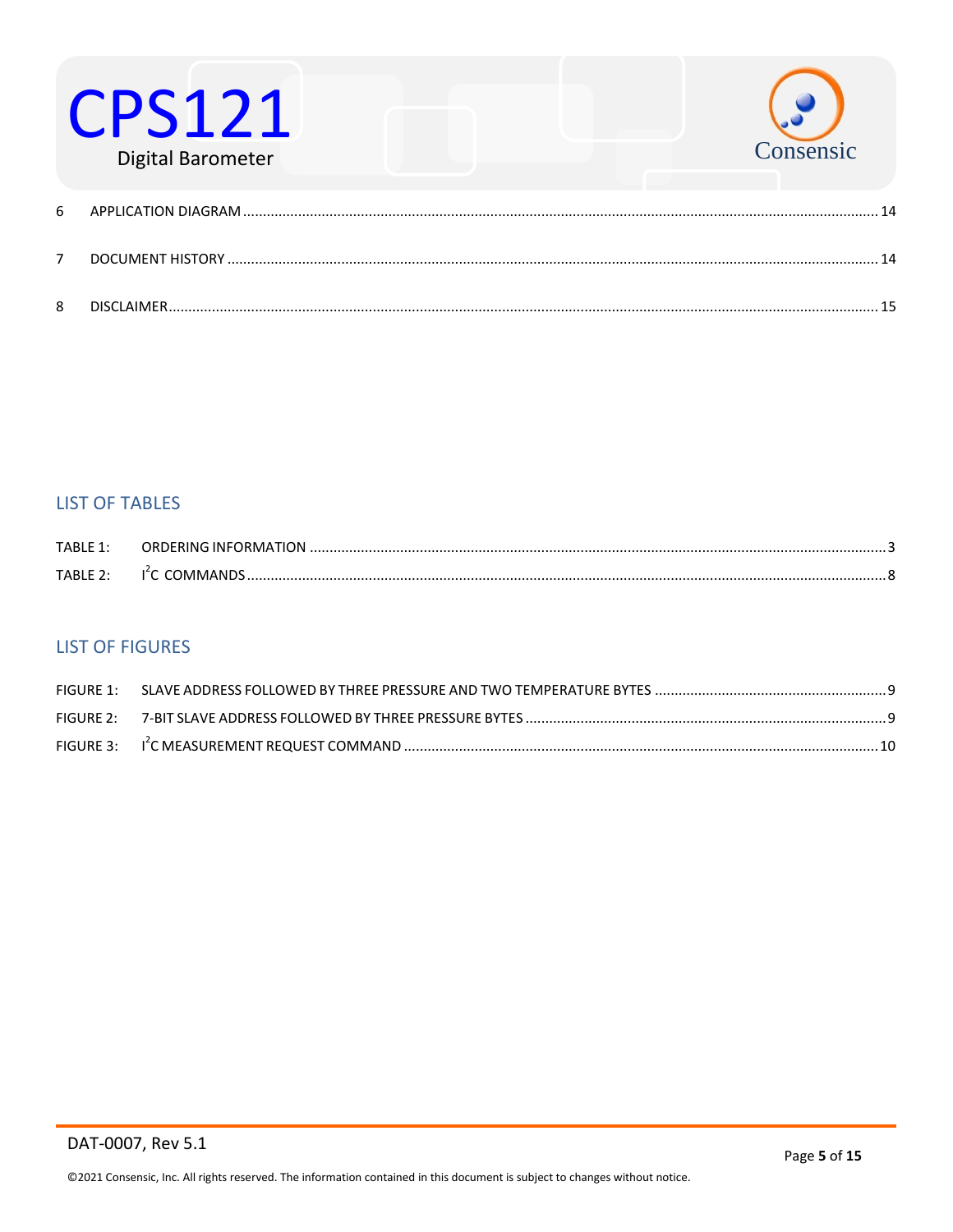6 APPLICATION DIAGRAM ........................................................................ 14

7 DOCUMENT HISTORY ........................................................................ 14

8 DISCLAIMER ........................................................................ 15

## LIST OF TABLES

TABLE 1: ORDERING INFORMATION ........................................................................ 3
TABLE 2: $I^2C$ COMMANDS ........................................................................ 8

## LIST OF FIGURES

FIGURE 1: SLAVE ADDRESS FOLLOWED BY THREE PRESSURE AND TWO TEMPERATURE BYTES ........................................................................ 9
FIGURE 2: 7-BIT SLAVE ADDRESS FOLLOWED BY THREE PRESSURE BYTES ........................................................................ 9
FIGURE 3: $I^2C$ MEASUREMENT REQUEST COMMAND ........................................................................ 10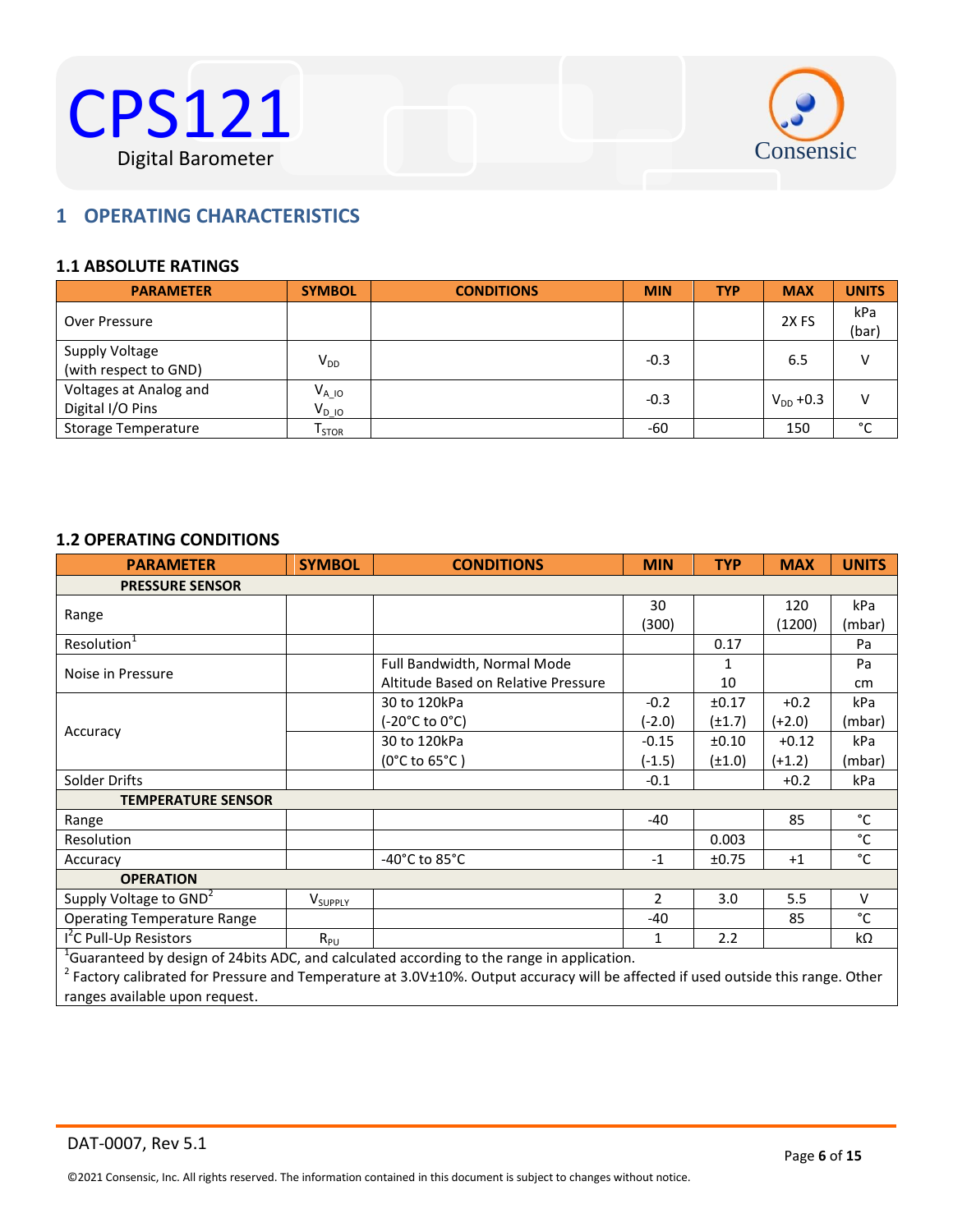# 1 OPERATING CHARACTERISTICS

## 1.1 ABSOLUTE RATINGS

| PARAMETER | SYMBOL | CONDITIONS | MIN | TYP | MAX | UNITS |
|---|---|---|---|---|---|---|
| Over Pressure | | | | | 2X FS | kPa (bar) |
| Supply Voltage (with respect to GND) | $V_{DD}$ | | -0.3 | | 6.5 | V |
| Voltages at Analog and Digital I/O Pins | $V_{A\_IO}$ $V_{D\_IO}$ | | -0.3 | | $V_{DD}$ +0.3 | V |
| Storage Temperature | $T_{STOR}$ | | -60 | | 150 | °C |

## 1.2 OPERATING CONDITIONS

| PARAMETER | SYMBOL | CONDITIONS | MIN | TYP | MAX | UNITS |
|---|---|---|---|---|---|---|
| **PRESSURE SENSOR** | | | | | | |
| Range | | | 30 (300) | | 120 (1200) | kPa (mbar) |
| Resolution[1] | | | | 0.17 | | Pa |
| Noise in Pressure | | Full Bandwidth, Normal Mode<br>Altitude Based on Relative Pressure | | 1<br>10 | | Pa<br>cm |
| Accuracy | | 30 to 120kPa (-20°C to 0°C) | -0.2 (-2.0) | ±0.17 (±1.7) | +0.2 (+2.0) | kPa (mbar) |
| | | 30 to 120kPa (0°C to 65°C ) | -0.15 (-1.5) | ±0.10 (±1.0) | +0.12 (+1.2) | kPa (mbar) |
| Solder Drifts | | | -0.1 | | +0.2 | kPa |
| **TEMPERATURE SENSOR** | | | | | | |
| Range | | | -40 | | 85 | °C |
| Resolution | | | | 0.003 | | °C |
| Accuracy | | -40°C to 85°C | -1 | ±0.75 | +1 | °C |
| **OPERATION** | | | | | | |
| Supply Voltage to GND[2] | $V_{SUPPLY}$ | | 2 | 3.0 | 5.5 | V |
| Operating Temperature Range | | | -40 | | 85 | °C |
| $I^2C$ Pull-Up Resistors | $R_{PU}$ | | 1 | 2.2 | | kΩ |

[1]Guaranteed by design of 24bits ADC, and calculated according to the range in application.
[2] Factory calibrated for Pressure and Temperature at 3.0V±10%. Output accuracy will be affected if used outside this range. Other ranges available upon request.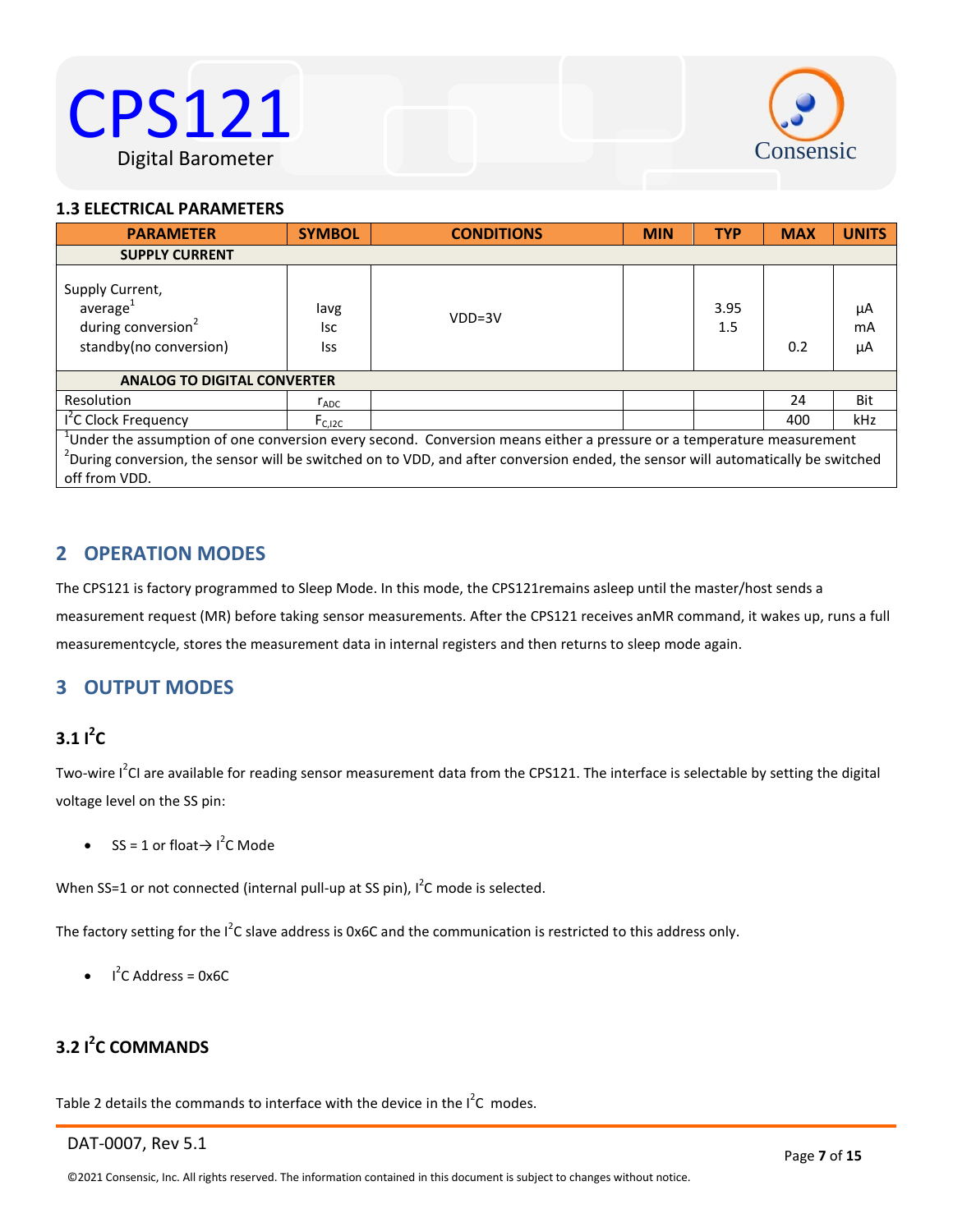### 1.3 ELECTRICAL PARAMETERS

| PARAMETER | SYMBOL | CONDITIONS | MIN | TYP | MAX | UNITS |
|---|---|---|---|---|---|---|
| **SUPPLY CURRENT** | | | | | | |
| Supply Current, average[1] | Iavg | VDD=3V | | 3.95 | | µA |
| during conversion[2] | Isc | | | 1.5 | | mA |
| standby(no conversion) | Iss | | | | 0.2 | µA |
| **ANALOG TO DIGITAL CONVERTER** | | | | | | |
| Resolution | $r_{ADC}$ | | | | 24 | Bit |
| I²C Clock Frequency | $F_{C,I2C}$ | | | | 400 | kHz |

[1]Under the assumption of one conversion every second. Conversion means either a pressure or a temperature measurement
[2]During conversion, the sensor will be switched on to VDD, and after conversion ended, the sensor will automatically be switched off from VDD.

## 2 OPERATION MODES

The CPS121 is factory programmed to Sleep Mode. In this mode, the CPS121remains asleep until the master/host sends a measurement request (MR) before taking sensor measurements. After the CPS121 receives anMR command, it wakes up, runs a full measurementcycle, stores the measurement data in internal registers and then returns to sleep mode again.

## 3 OUTPUT MODES

### 3.1 I²C

Two-wire I²CI are available for reading sensor measurement data from the CPS121. The interface is selectable by setting the digital voltage level on the SS pin:

- SS = 1 or float→ I²C Mode

When SS=1 or not connected (internal pull-up at SS pin), I²C mode is selected.

The factory setting for the I²C slave address is 0x6C and the communication is restricted to this address only.

- I²C Address = 0x6C

### 3.2 I²C COMMANDS

Table 2 details the commands to interface with the device in the I²C modes.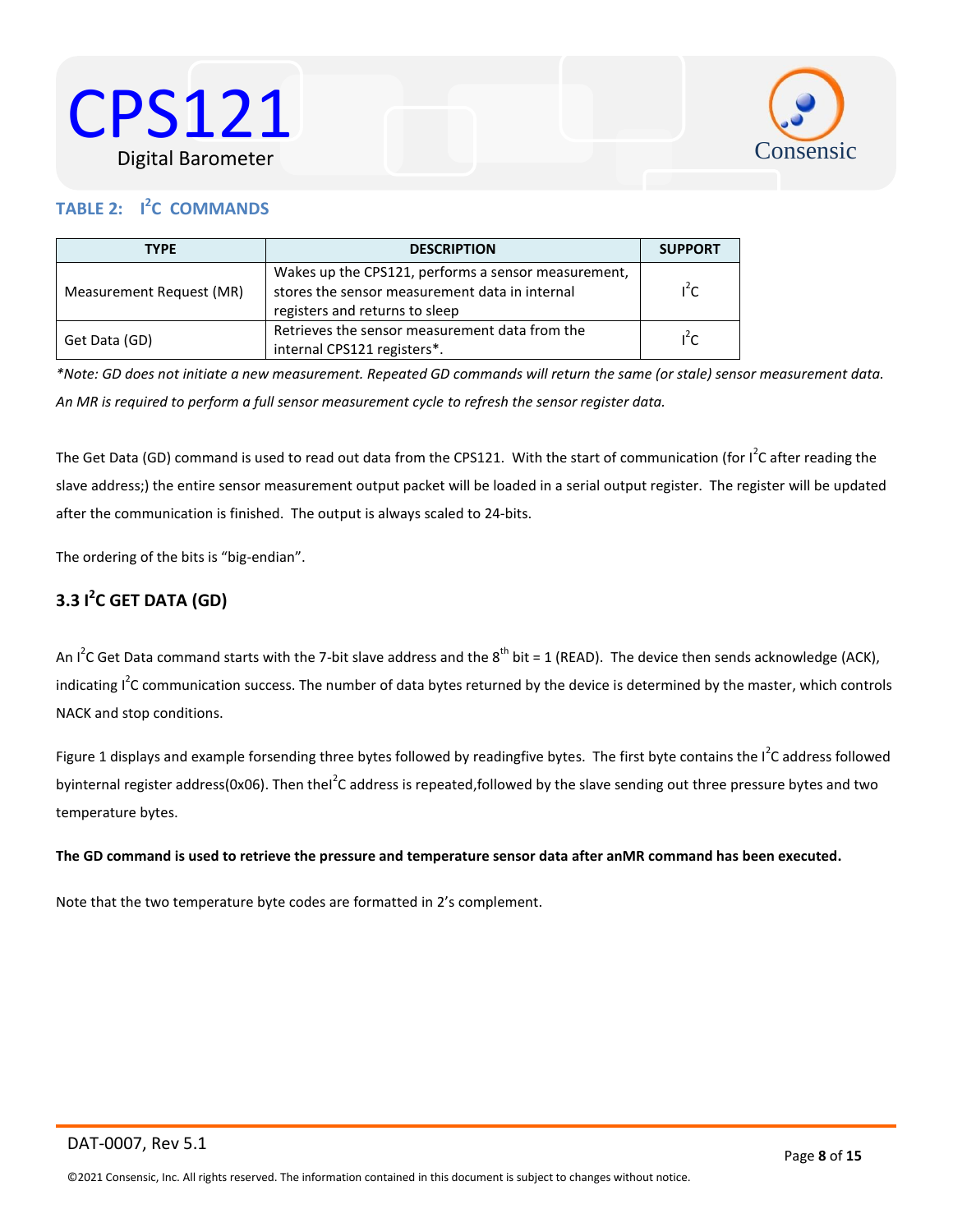**TABLE 2: I²C COMMANDS**

| TYPE | DESCRIPTION | SUPPORT |
|---|---|---|
| Measurement Request (MR) | Wakes up the CPS121, performs a sensor measurement, stores the sensor measurement data in internal registers and returns to sleep | I²C |
| Get Data (GD) | Retrieves the sensor measurement data from the internal CPS121 registers*. | I²C |

*\*Note: GD does not initiate a new measurement. Repeated GD commands will return the same (or stale) sensor measurement data. An MR is required to perform a full sensor measurement cycle to refresh the sensor register data.*

The Get Data (GD) command is used to read out data from the CPS121. With the start of communication (for I²C after reading the slave address;) the entire sensor measurement output packet will be loaded in a serial output register. The register will be updated after the communication is finished. The output is always scaled to 24-bits.

The ordering of the bits is "big-endian".

## 3.3 I²C GET DATA (GD)

An I²C Get Data command starts with the 7-bit slave address and the 8th bit = 1 (READ). The device then sends acknowledge (ACK), indicating I²C communication success. The number of data bytes returned by the device is determined by the master, which controls NACK and stop conditions.

Figure 1 displays and example forsending three bytes followed by readingfive bytes. The first byte contains the I²C address followed byinternal register address(0x06). Then theI²C address is repeated,followed by the slave sending out three pressure bytes and two temperature bytes.

**The GD command is used to retrieve the pressure and temperature sensor data after anMR command has been executed.**

Note that the two temperature byte codes are formatted in 2's complement.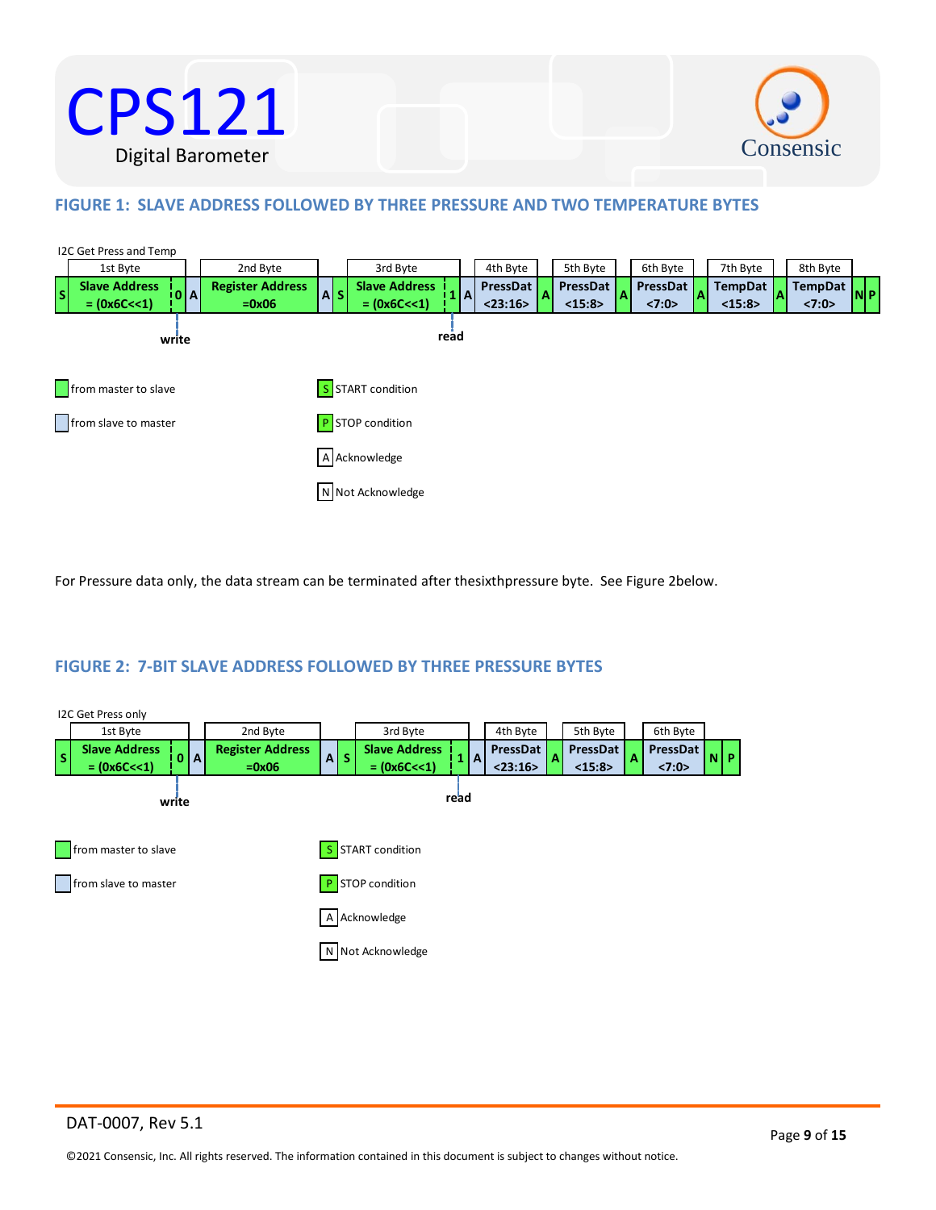## FIGURE 1: SLAVE ADDRESS FOLLOWED BY THREE PRESSURE AND TWO TEMPERATURE BYTES

I2C Get Press and Temp

| | 1st Byte | | | 2nd Byte | | | 3rd Byte | | | 4th Byte | | 5th Byte | | 6th Byte | | 7th Byte | | 8th Byte | | |
|---|---|---|---|---|---|---|---|---|---|---|---|---|---|---|---|---|---|---|---|---|
| S | Slave Address = (0x6C<<1) | 0 | A | Register Address =0x06 | A | S | Slave Address = (0x6C<<1) | 1 | A | PressDat <23:16> | A | PressDat <15:8> | A | PressDat <7:0> | A | TempDat <15:8> | A | TempDat <7:0> | N | P |
| | | write | | | | | | read | | | | | | | | | | | | |

- from master to slave
- from slave to master
- S START condition
- P STOP condition
- A Acknowledge
- N Not Acknowledge

For Pressure data only, the data stream can be terminated after thesixthpressure byte. See Figure 2below.

## FIGURE 2: 7-BIT SLAVE ADDRESS FOLLOWED BY THREE PRESSURE BYTES

I2C Get Press only

| | 1st Byte | | | 2nd Byte | | | 3rd Byte | | | 4th Byte | | 5th Byte | | 6th Byte | | |
|---|---|---|---|---|---|---|---|---|---|---|---|---|---|---|---|---|
| S | Slave Address = (0x6C<<1) | 0 | A | Register Address =0x06 | A | S | Slave Address = (0x6C<<1) | 1 | A | PressDat <23:16> | A | PressDat <15:8> | A | PressDat <7:0> | N | P |
| | | write | | | | | | read | | | | | | | | |

- from master to slave
- from slave to master
- S START condition
- P STOP condition
- A Acknowledge
- N Not Acknowledge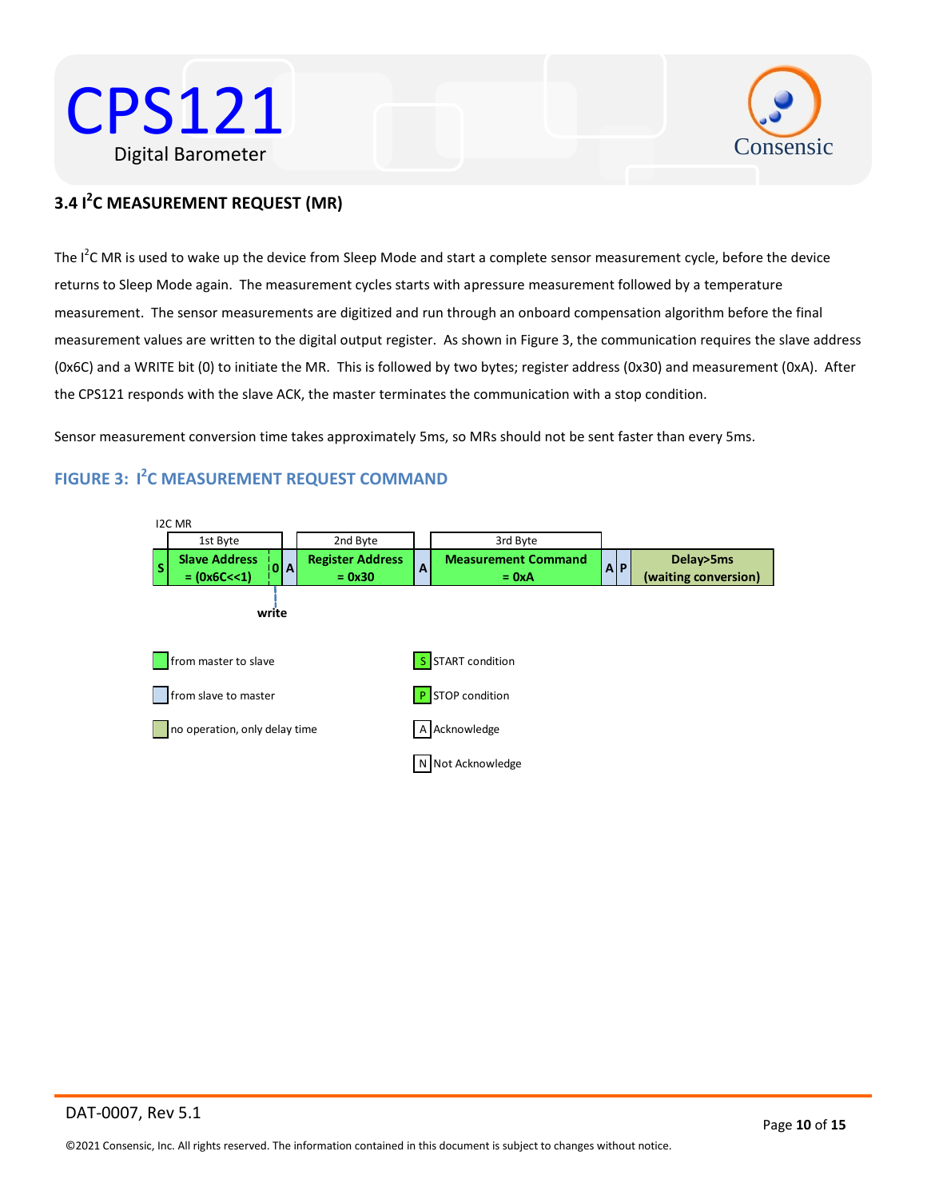## 3.4 I²C MEASUREMENT REQUEST (MR)

The I²C MR is used to wake up the device from Sleep Mode and start a complete sensor measurement cycle, before the device returns to Sleep Mode again. The measurement cycles starts with apressure measurement followed by a temperature measurement. The sensor measurements are digitized and run through an onboard compensation algorithm before the final measurement values are written to the digital output register. As shown in Figure 3, the communication requires the slave address (0x6C) and a WRITE bit (0) to initiate the MR. This is followed by two bytes; register address (0x30) and measurement (0xA). After the CPS121 responds with the slave ACK, the master terminates the communication with a stop condition.

Sensor measurement conversion time takes approximately 5ms, so MRs should not be sent faster than every 5ms.

### FIGURE 3: I²C MEASUREMENT REQUEST COMMAND

I2C MR

| | 1st Byte | | | 2nd Byte | | 3rd Byte | | | |
|---|---|---|---|---|---|---|---|---|---|
| S | Slave Address = (0x6C<<1) | 0 | A | Register Address = 0x30 | A | Measurement Command = 0xA | A | P | Delay>5ms (waiting conversion) |

write (0 bit)

Legend:

- from master to slave
- from slave to master
- no operation, only delay time
- S: START condition
- P: STOP condition
- A: Acknowledge
- N: Not Acknowledge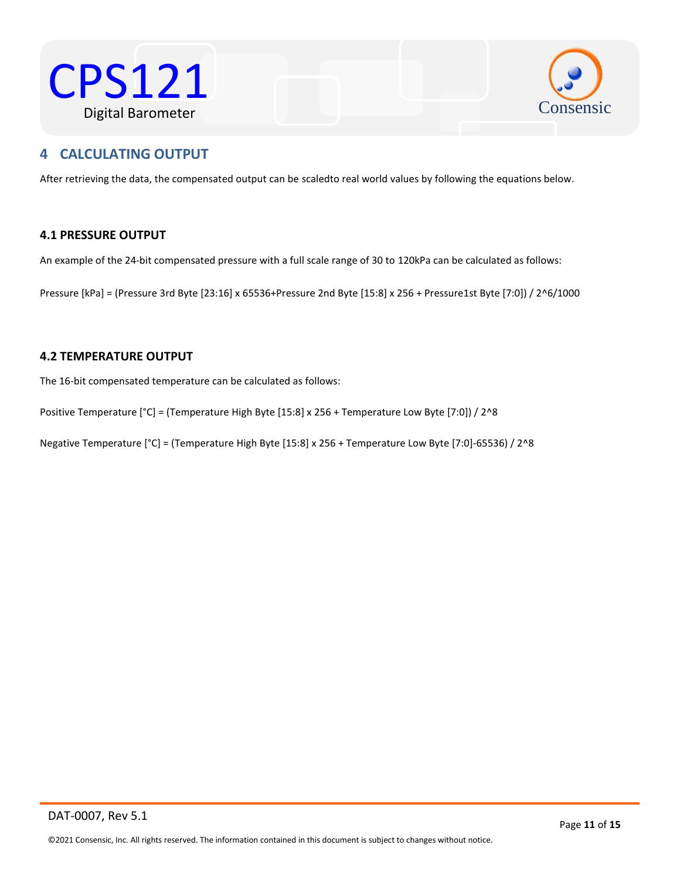## 4 CALCULATING OUTPUT

After retrieving the data, the compensated output can be scaledto real world values by following the equations below.

### 4.1 PRESSURE OUTPUT

An example of the 24-bit compensated pressure with a full scale range of 30 to 120kPa can be calculated as follows:

Pressure [kPa] = (Pressure 3rd Byte [23:16] x 65536+Pressure 2nd Byte [15:8] x 256 + Pressure1st Byte [7:0]) / 2^6/1000

### 4.2 TEMPERATURE OUTPUT

The 16-bit compensated temperature can be calculated as follows:

Positive Temperature [°C] = (Temperature High Byte [15:8] x 256 + Temperature Low Byte [7:0]) / 2^8

Negative Temperature [°C] = (Temperature High Byte [15:8] x 256 + Temperature Low Byte [7:0]-65536) / 2^8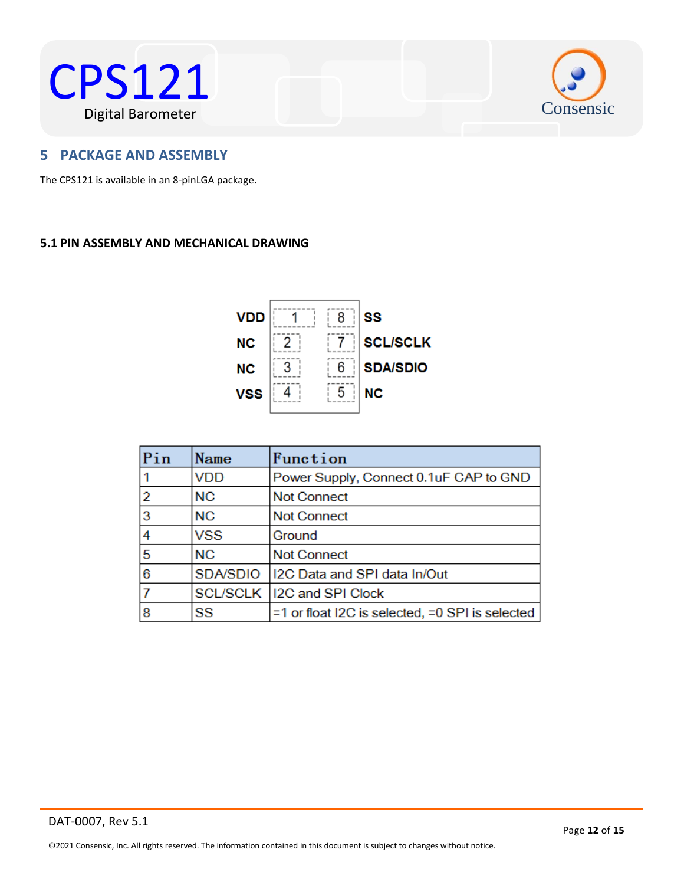## 5 PACKAGE AND ASSEMBLY

The CPS121 is available in an 8-pinLGA package.

### 5.1 PIN ASSEMBLY AND MECHANICAL DRAWING

| | | | |
|---|---|---|---|
| VDD | 1 | 8 | SS |
| NC | 2 | 7 | SCL/SCLK |
| NC | 3 | 6 | SDA/SDIO |
| VSS | 4 | 5 | NC |

| Pin | Name | Function |
|---|---|---|
| 1 | VDD | Power Supply, Connect 0.1uF CAP to GND |
| 2 | NC | Not Connect |
| 3 | NC | Not Connect |
| 4 | VSS | Ground |
| 5 | NC | Not Connect |
| 6 | SDA/SDIO | I2C Data and SPI data In/Out |
| 7 | SCL/SCLK | I2C and SPI Clock |
| 8 | SS | =1 or float I2C is selected, =0 SPI is selected |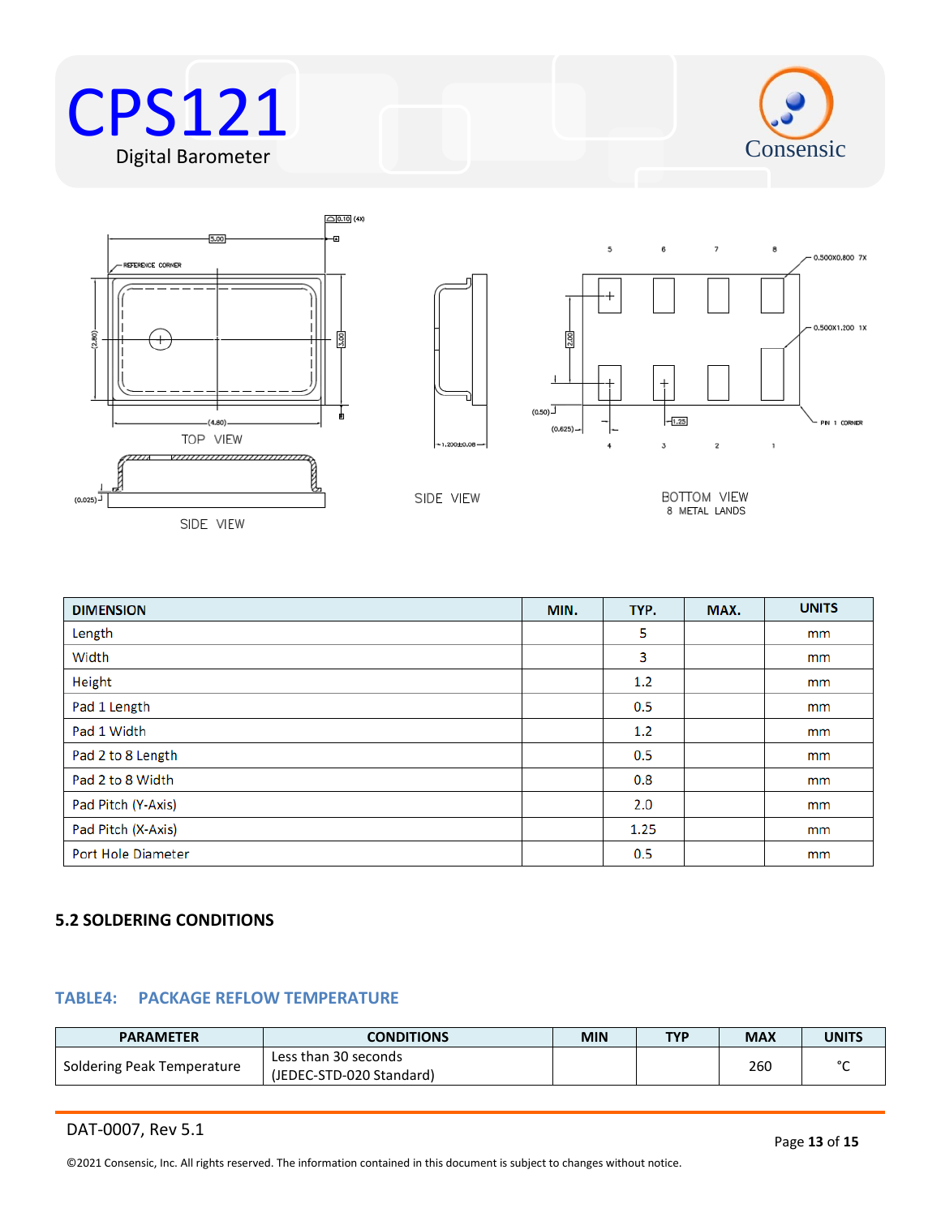| DIMENSION | MIN. | TYP. | MAX. | UNITS |
|---|---|---|---|---|
| Length | | 5 | | mm |
| Width | | 3 | | mm |
| Height | | 1.2 | | mm |
| Pad 1 Length | | 0.5 | | mm |
| Pad 1 Width | | 1.2 | | mm |
| Pad 2 to 8 Length | | 0.5 | | mm |
| Pad 2 to 8 Width | | 0.8 | | mm |
| Pad Pitch (Y-Axis) | | 2.0 | | mm |
| Pad Pitch (X-Axis) | | 1.25 | | mm |
| Port Hole Diameter | | 0.5 | | mm |

## 5.2 SOLDERING CONDITIONS

### TABLE4: PACKAGE REFLOW TEMPERATURE

| PARAMETER | CONDITIONS | MIN | TYP | MAX | UNITS |
|---|---|---|---|---|---|
| Soldering Peak Temperature | Less than 30 seconds (JEDEC-STD-020 Standard) | | | 260 | °C |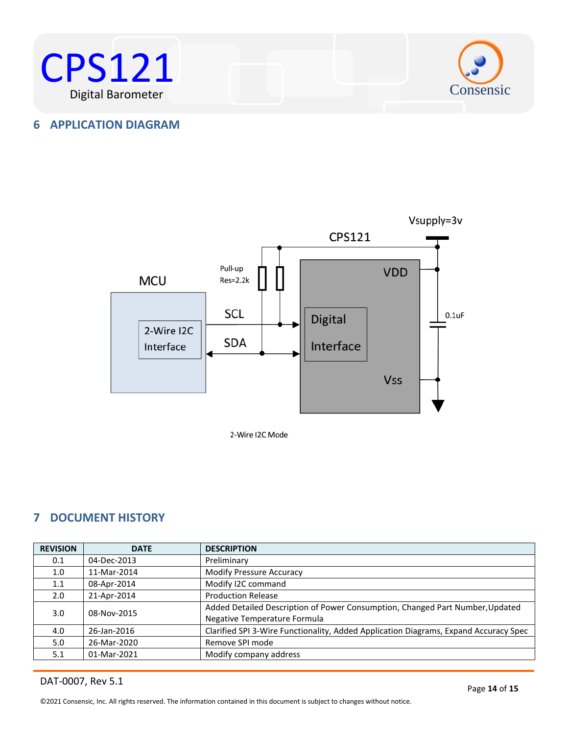## 6 APPLICATION DIAGRAM

Vsupply=3v

CPS121

Pull-up Res=2.2k

MCU

2-Wire I2C Interface

SCL

SDA

VDD

Digital Interface

0.1uF

Vss

2-Wire I2C Mode

## 7 DOCUMENT HISTORY

| REVISION | DATE | DESCRIPTION |
|---|---|---|
| 0.1 | 04-Dec-2013 | Preliminary |
| 1.0 | 11-Mar-2014 | Modify Pressure Accuracy |
| 1.1 | 08-Apr-2014 | Modify I2C command |
| 2.0 | 21-Apr-2014 | Production Release |
| 3.0 | 08-Nov-2015 | Added Detailed Description of Power Consumption, Changed Part Number,Updated Negative Temperature Formula |
| 4.0 | 26-Jan-2016 | Clarified SPI 3-Wire Functionality, Added Application Diagrams, Expand Accuracy Spec |
| 5.0 | 26-Mar-2020 | Remove SPI mode |
| 5.1 | 01-Mar-2021 | Modify company address |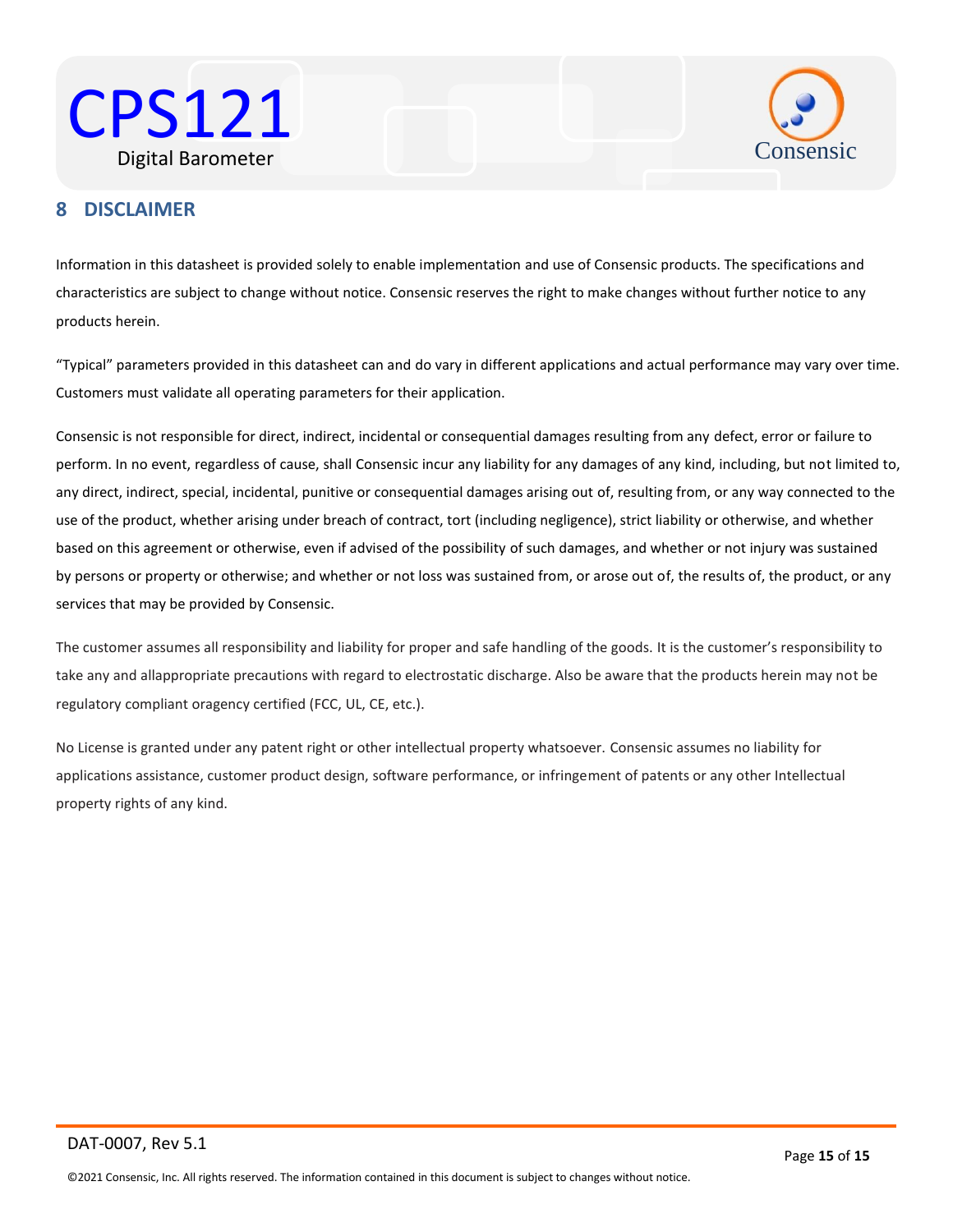## 8 DISCLAIMER

Information in this datasheet is provided solely to enable implementation and use of Consensic products. The specifications and characteristics are subject to change without notice. Consensic reserves the right to make changes without further notice to any products herein.

"Typical" parameters provided in this datasheet can and do vary in different applications and actual performance may vary over time. Customers must validate all operating parameters for their application.

Consensic is not responsible for direct, indirect, incidental or consequential damages resulting from any defect, error or failure to perform. In no event, regardless of cause, shall Consensic incur any liability for any damages of any kind, including, but not limited to, any direct, indirect, special, incidental, punitive or consequential damages arising out of, resulting from, or any way connected to the use of the product, whether arising under breach of contract, tort (including negligence), strict liability or otherwise, and whether based on this agreement or otherwise, even if advised of the possibility of such damages, and whether or not injury was sustained by persons or property or otherwise; and whether or not loss was sustained from, or arose out of, the results of, the product, or any services that may be provided by Consensic.

The customer assumes all responsibility and liability for proper and safe handling of the goods. It is the customer's responsibility to take any and allappropriate precautions with regard to electrostatic discharge. Also be aware that the products herein may not be regulatory compliant oragency certified (FCC, UL, CE, etc.).

No License is granted under any patent right or other intellectual property whatsoever. Consensic assumes no liability for applications assistance, customer product design, software performance, or infringement of patents or any other Intellectual property rights of any kind.